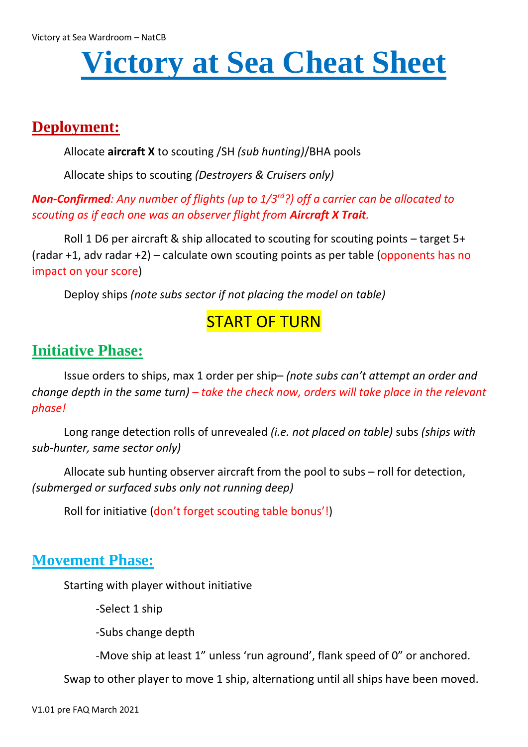# Victory at Sea Cheat Sheet

## Deployment:

Allocate **aircraft X** to scouting /SH *(sub hunting)*/BHA pools

Allocate ships to scouting *(Destroyers & Cruisers only)*

***Non-Confirmed****: Any number of flights (up to 1/3rd?) off a carrier can be allocated to scouting as if each one was an observer flight from* ***Aircraft X Trait****.*

Roll 1 D6 per aircraft & ship allocated to scouting for scouting points – target 5+ (radar +1, adv radar +2) – calculate own scouting points as per table (opponents has no impact on your score)

Deploy ships *(note subs sector if not placing the model on table)*

START OF TURN

## Initiative Phase:

Issue orders to ships, max 1 order per ship– *(note subs can't attempt an order and change depth in the same turn) – take the check now, orders will take place in the relevant phase!*

Long range detection rolls of unrevealed *(i.e. not placed on table)* subs *(ships with sub-hunter, same sector only)*

Allocate sub hunting observer aircraft from the pool to subs – roll for detection, *(submerged or surfaced subs only not running deep)*

Roll for initiative (don't forget scouting table bonus'!)

## Movement Phase:

Starting with player without initiative

- -Select 1 ship
- -Subs change depth
- -Move ship at least 1" unless 'run aground', flank speed of 0" or anchored.

Swap to other player to move 1 ship, alternationg until all ships have been moved.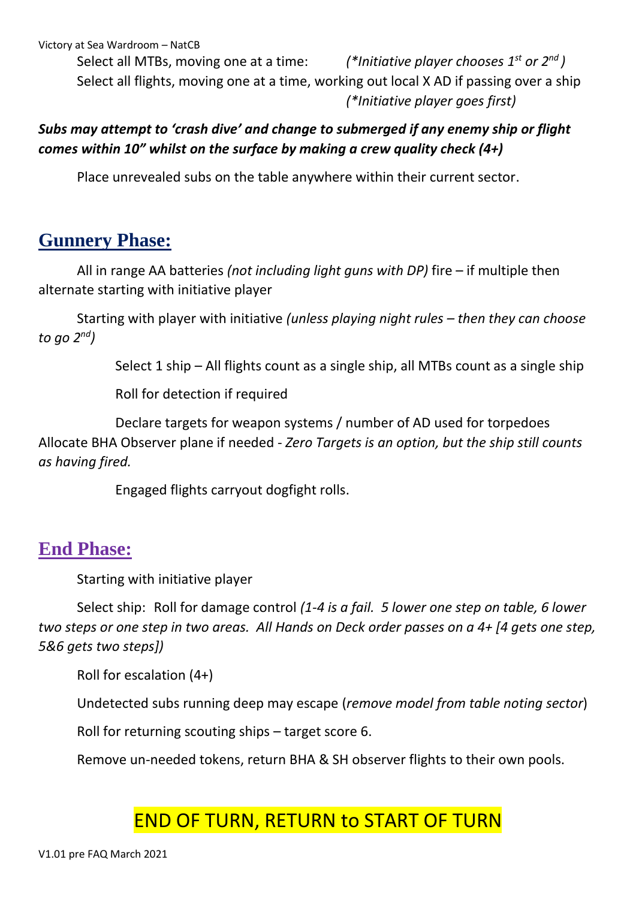Select all MTBs, moving one at a time: *(\*Initiative player chooses 1st or 2nd )*

Select all flights, moving one at a time, working out local X AD if passing over a ship *(\*Initiative player goes first)*

***Subs may attempt to 'crash dive' and change to submerged if any enemy ship or flight comes within 10" whilst on the surface by making a crew quality check (4+)***

Place unrevealed subs on the table anywhere within their current sector.

## Gunnery Phase:

All in range AA batteries *(not including light guns with DP)* fire – if multiple then alternate starting with initiative player

Starting with player with initiative *(unless playing night rules – then they can choose to go 2nd)*

Select 1 ship – All flights count as a single ship, all MTBs count as a single ship

Roll for detection if required

Declare targets for weapon systems / number of AD used for torpedoes

Allocate BHA Observer plane if needed - *Zero Targets is an option, but the ship still counts as having fired.*

Engaged flights carryout dogfight rolls.

## End Phase:

Starting with initiative player

Select ship: Roll for damage control *(1-4 is a fail. 5 lower one step on table, 6 lower two steps or one step in two areas. All Hands on Deck order passes on a 4+ [4 gets one step, 5&6 gets two steps])*

Roll for escalation (4+)

Undetected subs running deep may escape (*remove model from table noting sector*)

Roll for returning scouting ships – target score 6.

Remove un-needed tokens, return BHA & SH observer flights to their own pools.

**END OF TURN, RETURN to START OF TURN**

V1.01 pre FAQ March 2021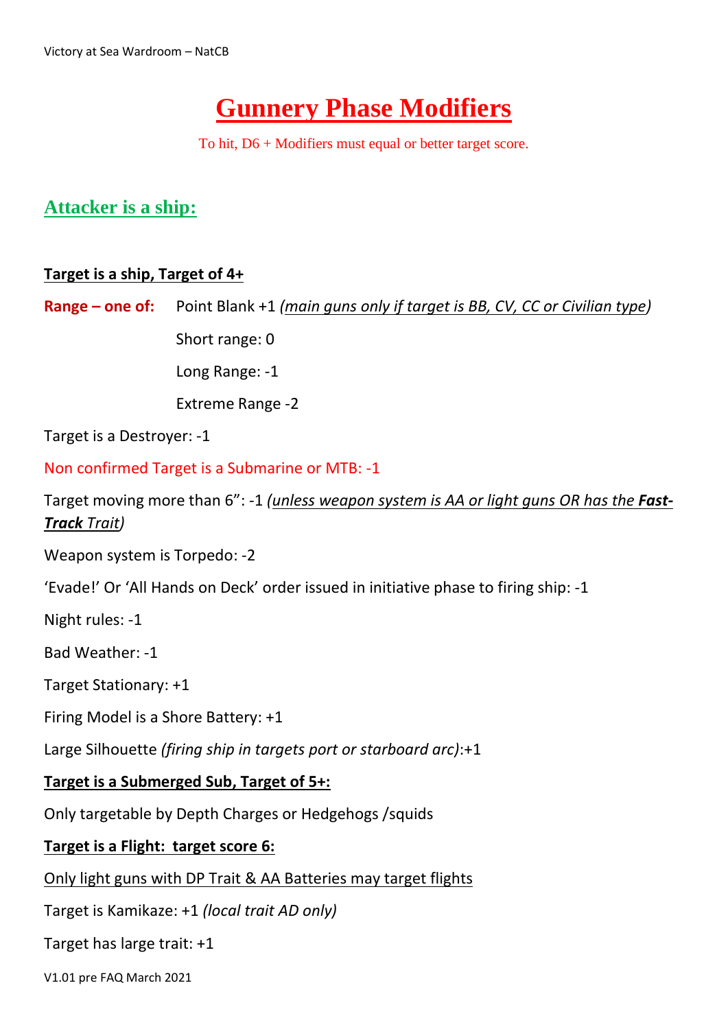# Gunnery Phase Modifiers

To hit, D6 + Modifiers must equal or better target score.

## Attacker is a ship:

**Target is a ship, Target of 4+**

**Range – one of:** Point Blank +1 *(main guns only if target is BB, CV, CC or Civilian type)*

Short range: 0

Long Range: -1

Extreme Range -2

Target is a Destroyer: -1

Non confirmed Target is a Submarine or MTB: -1

Target moving more than 6": -1 *(unless weapon system is AA or light guns OR has the **Fast-Track** Trait)*

Weapon system is Torpedo: -2

'Evade!' Or 'All Hands on Deck' order issued in initiative phase to firing ship: -1

Night rules: -1

Bad Weather: -1

Target Stationary: +1

Firing Model is a Shore Battery: +1

Large Silhouette *(firing ship in targets port or starboard arc)*:+1

**Target is a Submerged Sub, Target of 5+:**

Only targetable by Depth Charges or Hedgehogs /squids

**Target is a Flight: target score 6:**

Only light guns with DP Trait & AA Batteries may target flights

Target is Kamikaze: +1 *(local trait AD only)*

Target has large trait: +1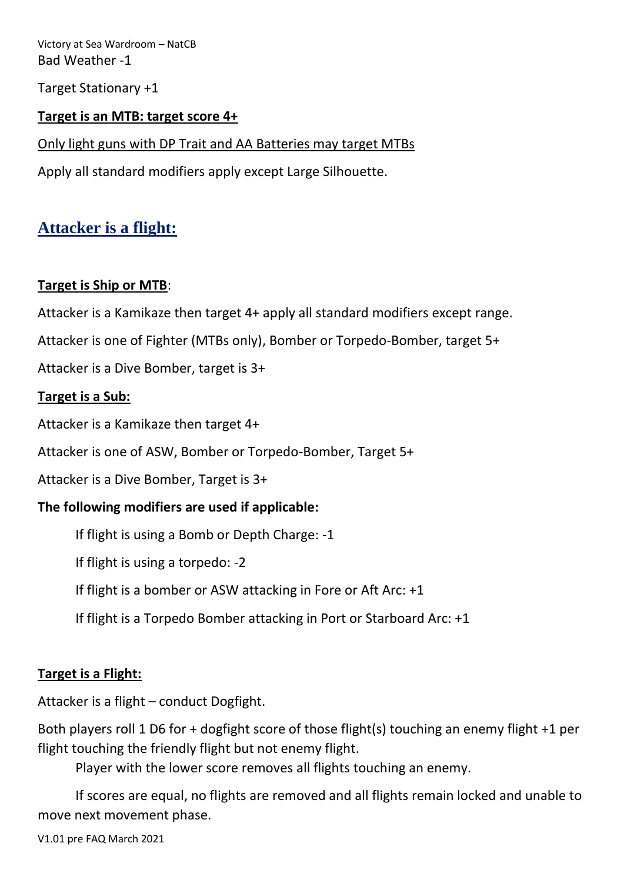Bad Weather -1

Target Stationary +1

**<u>Target is an MTB: target score 4+</u>**

<u>Only light guns with DP Trait and AA Batteries may target MTBs</u>

Apply all standard modifiers apply except Large Silhouette.

## <u>Attacker is a flight:</u>

**<u>Target is Ship or MTB</u>**:

Attacker is a Kamikaze then target 4+ apply all standard modifiers except range.

Attacker is one of Fighter (MTBs only), Bomber or Torpedo-Bomber, target 5+

Attacker is a Dive Bomber, target is 3+

**<u>Target is a Sub:</u>**

Attacker is a Kamikaze then target 4+

Attacker is one of ASW, Bomber or Torpedo-Bomber, Target 5+

Attacker is a Dive Bomber, Target is 3+

**The following modifiers are used if applicable:**

- If flight is using a Bomb or Depth Charge: -1
- If flight is using a torpedo: -2
- If flight is a bomber or ASW attacking in Fore or Aft Arc: +1
- If flight is a Torpedo Bomber attacking in Port or Starboard Arc: +1

**<u>Target is a Flight:</u>**

Attacker is a flight – conduct Dogfight.

Both players roll 1 D6 for + dogfight score of those flight(s) touching an enemy flight +1 per flight touching the friendly flight but not enemy flight.

Player with the lower score removes all flights touching an enemy.

If scores are equal, no flights are removed and all flights remain locked and unable to move next movement phase.